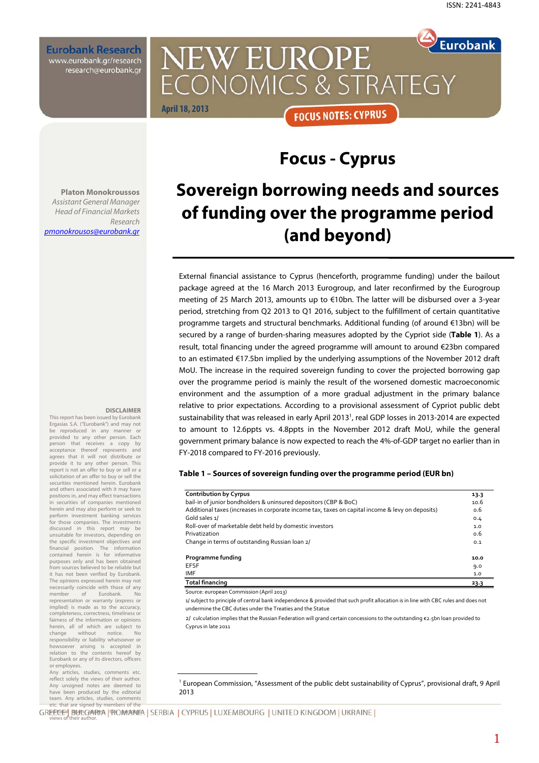ISSN: 2241-4843

Eurobank Research
www.eurobank.gr/research
research@eurobank.gr

# NEW EUROPE ECONOMICS & STRATEGY

April 18, 2013

FOCUS NOTES: CYPRUS

Platon Monokroussos
*Assistant General Manager*
*Head of Financial Markets Research*
pmonokrousos@eurobank.gr

## Focus - Cyprus

# Sovereign borrowing needs and sources of funding over the programme period (and beyond)

External financial assistance to Cyprus (henceforth, programme funding) under the bailout package agreed at the 16 March 2013 Eurogroup, and later reconfirmed by the Eurogroup meeting of 25 March 2013, amounts up to €10bn. The latter will be disbursed over a 3-year period, stretching from Q2 2013 to Q1 2016, subject to the fulfillment of certain quantitative programme targets and structural benchmarks. Additional funding (of around €13bn) will be secured by a range of burden-sharing measures adopted by the Cypriot side (**Table 1**). As a result, total financing under the agreed programme will amount to around €23bn compared to an estimated €17.5bn implied by the underlying assumptions of the November 2012 draft MoU. The increase in the required sovereign funding to cover the projected borrowing gap over the programme period is mainly the result of the worsened domestic macroeconomic environment and the assumption of a more gradual adjustment in the primary balance relative to prior expectations. According to a provisional assessment of Cypriot public debt sustainability that was released in early April 2013[1], real GDP losses in 2013-2014 are expected to amount to 12.6ppts vs. 4.8ppts in the November 2012 draft MoU, while the general government primary balance is now expected to reach the 4%-of-GDP target no earlier than in FY-2018 compared to FY-2016 previously.

**Table 1 – Sources of sovereign funding over the programme period (EUR bn)**

| | |
|---|---|
| **Contribution by Cyprus** | **13.3** |
| bail-in of junior bondholders & uninsured depositors (CBP & BoC) | 10.6 |
| Additional taxes (increases in corporate income tax, taxes on capital income & levy on deposits) | 0.6 |
| Gold sales 1/ | 0.4 |
| Roll-over of marketable debt held by domestic investors | 1.0 |
| Privatization | 0.6 |
| Change in terms of outstanding Russian loan 2/ | 0.1 |
| | |
| **Programme funding** | **10.0** |
| EFSF | 9.0 |
| IMF | 1.0 |
| **Total financing** | **23.3** |

Source: european Commission (April 2013)

1/ subject to principle of central bank independence & provided that such profit allocation is in line with CBC rules and does not undermine the CBC duties under the Treaties and the Statue

2/ culculation implies that the Russian Federation will grand certain concessions to the outstanding €2.5bn loan provided to Cyprus in late 2011

[1] European Commission, "Assessment of the public debt sustainability of Cyprus", provisional draft, 9 April 2013

**DISCLAIMER**

This report has been issued by Eurobank Ergasias S.A. ("Eurobank") and may not be reproduced in any manner or provided to any other person. Each person that receives a copy by acceptance thereof represents and agrees that it will not distribute or provide it to any other person. This report is not an offer to buy or sell or a solicitation of an offer to buy or sell the securities mentioned herein. Eurobank and others associated with it may have positions in, and may effect transactions in securities of companies mentioned herein and may also perform or seek to perform investment banking services for those companies. The investments discussed in this report may be unsuitable for investors, depending on the specific investment objectives and financial position. The information contained herein is for informative purposes only and has been obtained from sources believed to be reliable but it has not been verified by Eurobank. The opinions expressed herein may not necessarily coincide with those of any member of Eurobank. No representation or warranty (express or implied) is made as to the accuracy, completeness, correctness, timeliness or fairness of the information or opinions herein, all of which are subject to change without notice. No responsibility or liability whatsoever or howsoever arising is accepted in relation to the contents hereof by Eurobank or any of its directors, officers or employees.

Any articles, studies, comments etc. reflect solely the views of their author. Any unsigned notes are deemed to have been produced by the editorial team. Any articles, studies, comments etc. that are signed by members of the editorial team express the personal views of their author.

GREECE | BULGARIA | ROMANIA | SERBIA | CYPRUS | LUXEMBOURG | UNITED KINGDOM | UKRAINE |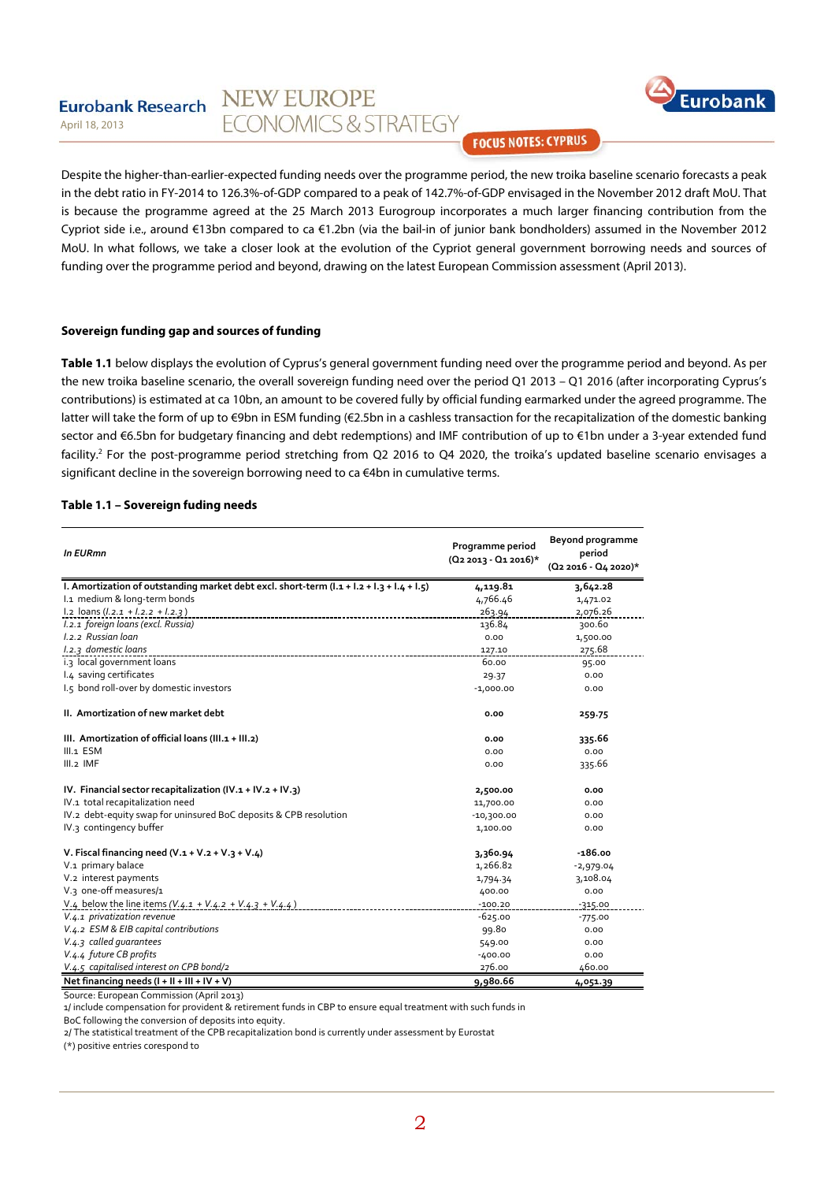Despite the higher-than-earlier-expected funding needs over the programme period, the new troika baseline scenario forecasts a peak in the debt ratio in FY-2014 to 126.3%-of-GDP compared to a peak of 142.7%-of-GDP envisaged in the November 2012 draft MoU. That is because the programme agreed at the 25 March 2013 Eurogroup incorporates a much larger financing contribution from the Cypriot side i.e., around €13bn compared to ca €1.2bn (via the bail-in of junior bank bondholders) assumed in the November 2012 MoU. In what follows, we take a closer look at the evolution of the Cypriot general government borrowing needs and sources of funding over the programme period and beyond, drawing on the latest European Commission assessment (April 2013).

**Sovereign funding gap and sources of funding**

**Table 1.1** below displays the evolution of Cyprus's general government funding need over the programme period and beyond. As per the new troika baseline scenario, the overall sovereign funding need over the period Q1 2013 – Q1 2016 (after incorporating Cyprus's contributions) is estimated at ca 10bn, an amount to be covered fully by official funding earmarked under the agreed programme. The latter will take the form of up to €9bn in ESM funding (€2.5bn in a cashless transaction for the recapitalization of the domestic banking sector and €6.5bn for budgetary financing and debt redemptions) and IMF contribution of up to €1bn under a 3-year extended fund facility.[2] For the post-programme period stretching from Q2 2016 to Q4 2020, the troika's updated baseline scenario envisages a significant decline in the sovereign borrowing need to ca €4bn in cumulative terms.

**Table 1.1 – Sovereign fuding needs**

| *In EURmn* | Programme period (Q2 2013 - Q1 2016)* | Beyond programme period (Q2 2016 - Q4 2020)* |
|---|---|---|
| **I. Amortization of outstanding market debt excl. short-term (I.1 + I.2 + I.3 + I.4 + I.5)** | **4,119.81** | **3,642.28** |
| I.1 medium & long-term bonds | 4,766.46 | 1,471.02 |
| I.2 loans (*I.2.1 + I.2.2 + I.2.3*) | 263.94 | 2,076.26 |
| *I.2.1 foreign loans (excl. Russia)* | 136.84 | 300.60 |
| *I.2.2 Russian loan* | 0.00 | 1,500.00 |
| *I.2.3 domestic loans* | 127.10 | 275.68 |
| I.3 local government loans | 60.00 | 95.00 |
| I.4 saving certificates | 29.37 | 0.00 |
| I.5 bond roll-over by domestic investors | -1,000.00 | 0.00 |
| **II. Amortization of new market debt** | **0.00** | **259.75** |
| **III. Amortization of official loans (III.1 + III.2)** | **0.00** | **335.66** |
| III.1 ESM | 0.00 | 0.00 |
| III.2 IMF | 0.00 | 335.66 |
| **IV. Financial sector recapitalization (IV.1 + IV.2 + IV.3)** | **2,500.00** | **0.00** |
| IV.1 total recapitalization need | 11,700.00 | 0.00 |
| IV.2 debt-equity swap for uninsured BoC deposits & CPB resolution | -10,300.00 | 0.00 |
| IV.3 contingency buffer | 1,100.00 | 0.00 |
| **V. Fiscal financing need (V.1 + V.2 + V.3 + V.4)** | **3,360.94** | **-186.00** |
| V.1 primary balace | 1,266.82 | -2,979.04 |
| V.2 interest payments | 1,794.34 | 3,108.04 |
| V.3 one-off measures/1 | 400.00 | 0.00 |
| V.4 below the line items (*V.4.1 + V.4.2 + V.4.3 + V.4.4*) | -100.20 | -315.00 |
| *V.4.1 privatization revenue* | -625.00 | -775.00 |
| *V.4.2 ESM & EIB capital contributions* | 99.80 | 0.00 |
| *V.4.3 called guarantees* | 549.00 | 0.00 |
| *V.4.4 future CB profits* | -400.00 | 0.00 |
| *V.4.5 capitalised interest on CPB bond/2* | 276.00 | 460.00 |
| **Net financing needs (I + II + III + IV + V)** | **9,980.66** | **4,051.39** |

Source: European Commission (April 2013)
1/ include compensation for provident & retirement funds in CBP to ensure equal treatment with such funds in BoC following the conversion of deposits into equity.
2/ The statistical treatment of the CPB recapitalization bond is currently under assessment by Eurostat
(*) positive entries corespond to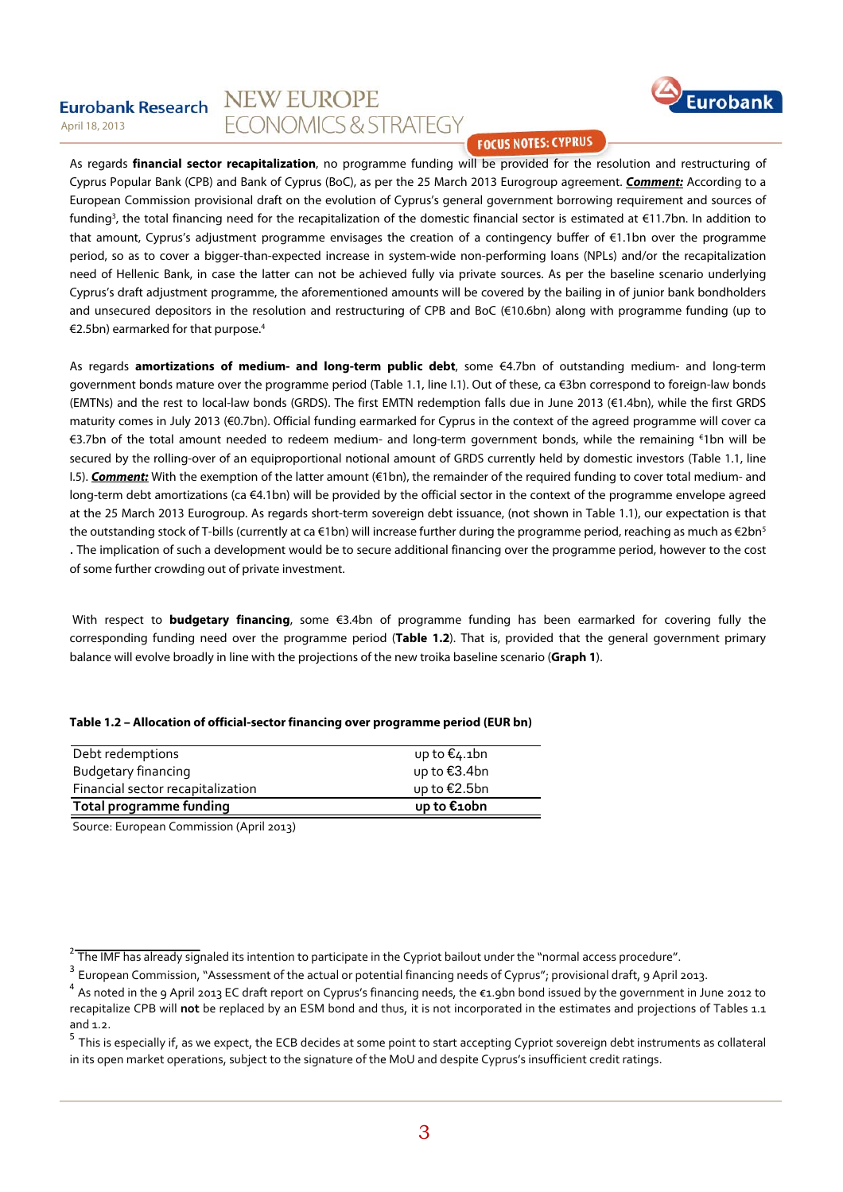As regards **financial sector recapitalization**, no programme funding will be provided for the resolution and restructuring of Cyprus Popular Bank (CPB) and Bank of Cyprus (BoC), as per the 25 March 2013 Eurogroup agreement. ***Comment:*** According to a European Commission provisional draft on the evolution of Cyprus's general government borrowing requirement and sources of funding[3], the total financing need for the recapitalization of the domestic financial sector is estimated at €11.7bn. In addition to that amount, Cyprus's adjustment programme envisages the creation of a contingency buffer of €1.1bn over the programme period, so as to cover a bigger-than-expected increase in system-wide non-performing loans (NPLs) and/or the recapitalization need of Hellenic Bank, in case the latter can not be achieved fully via private sources. As per the baseline scenario underlying Cyprus's draft adjustment programme, the aforementioned amounts will be covered by the bailing in of junior bank bondholders and unsecured depositors in the resolution and restructuring of CPB and BoC (€10.6bn) along with programme funding (up to €2.5bn) earmarked for that purpose.[4]

As regards **amortizations of medium- and long-term public debt**, some €4.7bn of outstanding medium- and long-term government bonds mature over the programme period (Table 1.1, line I.1). Out of these, ca €3bn correspond to foreign-law bonds (EMTNs) and the rest to local-law bonds (GRDS). The first EMTN redemption falls due in June 2013 (€1.4bn), while the first GRDS maturity comes in July 2013 (€0.7bn). Official funding earmarked for Cyprus in the context of the agreed programme will cover ca €3.7bn of the total amount needed to redeem medium- and long-term government bonds, while the remaining €1bn will be secured by the rolling-over of an equiproportional notional amount of GRDS currently held by domestic investors (Table 1.1, line I.5). ***Comment:*** With the exemption of the latter amount (€1bn), the remainder of the required funding to cover total medium- and long-term debt amortizations (ca €4.1bn) will be provided by the official sector in the context of the programme envelope agreed at the 25 March 2013 Eurogroup. As regards short-term sovereign debt issuance, (not shown in Table 1.1), our expectation is that the outstanding stock of T-bills (currently at ca €1bn) will increase further during the programme period, reaching as much as €2bn[5]. The implication of such a development would be to secure additional financing over the programme period, however to the cost of some further crowding out of private investment.

With respect to **budgetary financing**, some €3.4bn of programme funding has been earmarked for covering fully the corresponding funding need over the programme period (**Table 1.2**). That is, provided that the general government primary balance will evolve broadly in line with the projections of the new troika baseline scenario (**Graph 1**).

**Table 1.2 – Allocation of official-sector financing over programme period (EUR bn)**

| | |
|---|---|
| Debt redemptions | up to €4.1bn |
| Budgetary financing | up to €3.4bn |
| Financial sector recapitalization | up to €2.5bn |
| **Total programme funding** | **up to €10bn** |

Source: European Commission (April 2013)

[2] The IMF has already signaled its intention to participate in the Cypriot bailout under the "normal access procedure".

[3] European Commission, "Assessment of the actual or potential financing needs of Cyprus"; provisional draft, 9 April 2013.

[4] As noted in the 9 April 2013 EC draft report on Cyprus's financing needs, the €1.9bn bond issued by the government in June 2012 to recapitalize CPB will **not** be replaced by an ESM bond and thus, it is not incorporated in the estimates and projections of Tables 1.1 and 1.2.

[5] This is especially if, as we expect, the ECB decides at some point to start accepting Cypriot sovereign debt instruments as collateral in its open market operations, subject to the signature of the MoU and despite Cyprus's insufficient credit ratings.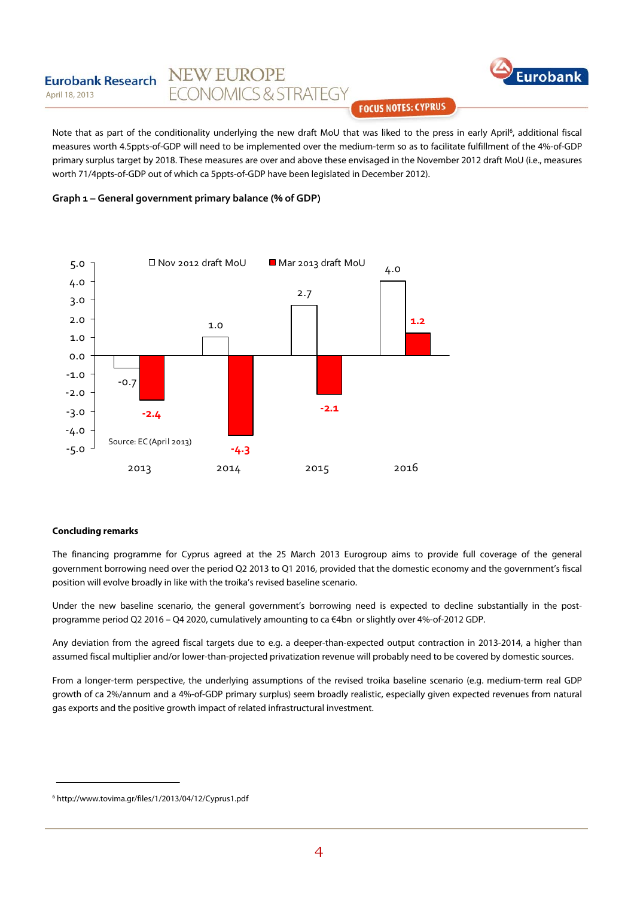Note that as part of the conditionality underlying the new draft MoU that was liked to the press in early April[6], additional fiscal measures worth 4.5ppts-of-GDP will need to be implemented over the medium-term so as to facilitate fulfillment of the 4%-of-GDP primary surplus target by 2018. These measures are over and above these envisaged in the November 2012 draft MoU (i.e., measures worth 71/4ppts-of-GDP out of which ca 5ppts-of-GDP have been legislated in December 2012).

**Graph 1 – General government primary balance (% of GDP)**

| | Nov 2012 draft MoU | Mar 2013 draft MoU |
|---|---|---|
| 2013 | -0.7 | -2.4 |
| 2014 | 1.0 | -4.3 |
| 2015 | 2.7 | -2.1 |
| 2016 | 4.0 | 1.2 |

Source: EC (April 2013)

**Concluding remarks**

The financing programme for Cyprus agreed at the 25 March 2013 Eurogroup aims to provide full coverage of the general government borrowing need over the period Q2 2013 to Q1 2016, provided that the domestic economy and the government's fiscal position will evolve broadly in like with the troika's revised baseline scenario.

Under the new baseline scenario, the general government's borrowing need is expected to decline substantially in the post-programme period Q2 2016 – Q4 2020, cumulatively amounting to ca €4bn or slightly over 4%-of-2012 GDP.

Any deviation from the agreed fiscal targets due to e.g. a deeper-than-expected output contraction in 2013-2014, a higher than assumed fiscal multiplier and/or lower-than-projected privatization revenue will probably need to be covered by domestic sources.

From a longer-term perspective, the underlying assumptions of the revised troika baseline scenario (e.g. medium-term real GDP growth of ca 2%/annum and a 4%-of-GDP primary surplus) seem broadly realistic, especially given expected revenues from natural gas exports and the positive growth impact of related infrastructural investment.

---

[6] http://www.tovima.gr/files/1/2013/04/12/Cyprus1.pdf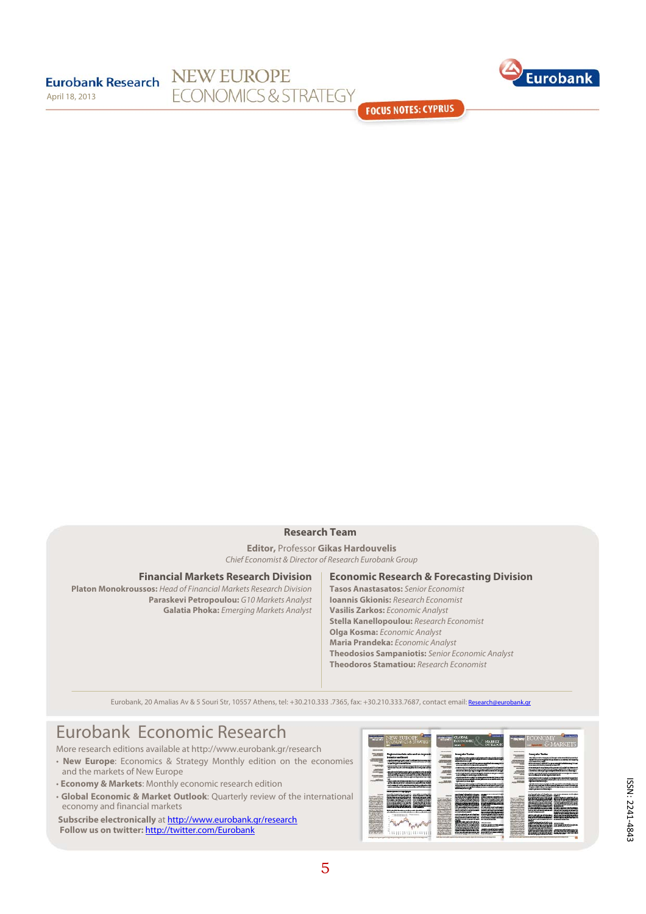## Research Team

**Editor,** Professor **Gikas Hardouvelis**
*Chief Economist & Director of Research Eurobank Group*

### Financial Markets Research Division

**Platon Monokroussos:** *Head of Financial Markets Research Division*
**Paraskevi Petropoulou:** *G10 Markets Analyst*
**Galatia Phoka:** *Emerging Markets Analyst*

### Economic Research & Forecasting Division

**Tasos Anastasatos:** *Senior Economist*
**Ioannis Gkionis:** *Research Economist*
**Vasilis Zarkos:** *Economic Analyst*
**Stella Kanellopoulou:** *Research Economist*
**Olga Kosma:** *Economic Analyst*
**Maria Prandeka:** *Economic Analyst*
**Theodosios Sampaniotis:** *Senior Economic Analyst*
**Theodoros Stamatiou:** *Research Economist*

Eurobank, 20 Amalias Av & 5 Souri Str, 10557 Athens, tel: +30.210.333 .7365, fax: +30.210.333.7687, contact email: Research@eurobank.gr

# Eurobank Economic Research

More research editions available at http://www.eurobank.gr/research

- **New Europe**: Economics & Strategy Monthly edition on the economies and the markets of New Europe
- **Economy & Markets**: Monthly economic research edition
- **Global Economic & Market Outlook**: Quarterly review of the international economy and financial markets

**Subscribe electronically** at http://www.eurobank.gr/research
**Follow us on twitter:** http://twitter.com/Eurobank

ISSN: 2241-4843